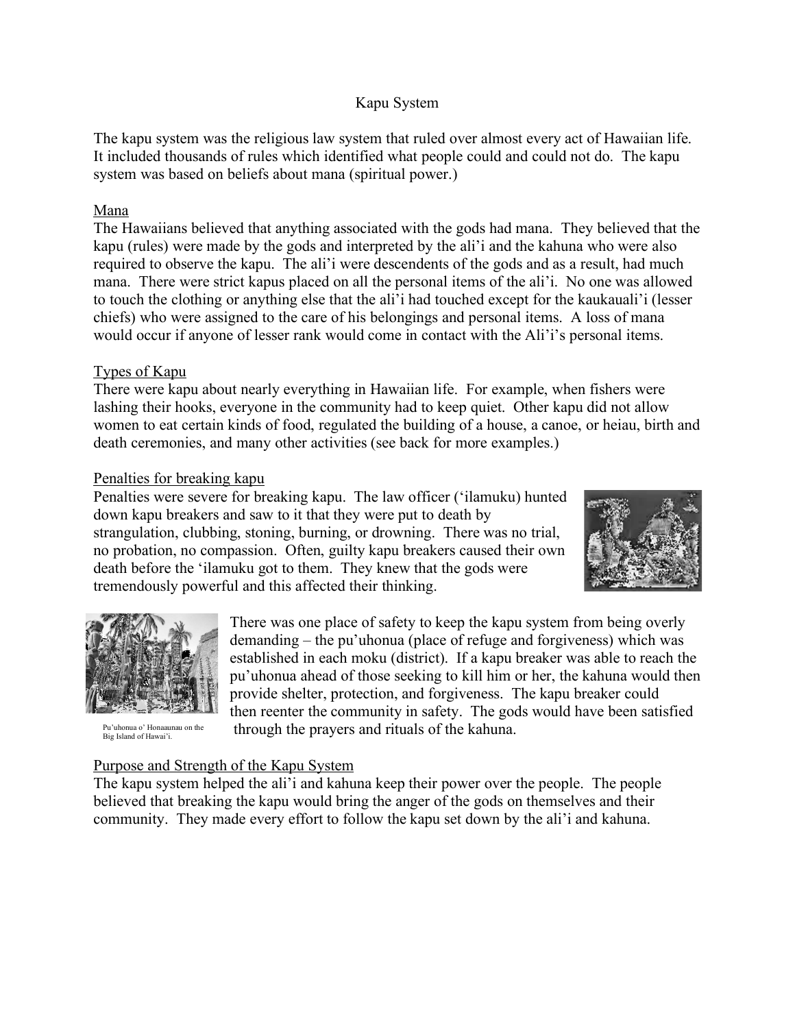# Kapu System

The kapu system was the religious law system that ruled over almost every act of Hawaiian life. It included thousands of rules which identified what people could and could not do. The kapu system was based on beliefs about mana (spiritual power.)

## Mana

The Hawaiians believed that anything associated with the gods had mana. They believed that the kapu (rules) were made by the gods and interpreted by the ali'i and the kahuna who were also required to observe the kapu. The ali'i were descendents of the gods and as a result, had much mana. There were strict kapus placed on all the personal items of the ali'i. No one was allowed to touch the clothing or anything else that the ali'i had touched except for the kaukauali'i (lesser chiefs) who were assigned to the care of his belongings and personal items. A loss of mana would occur if anyone of lesser rank would come in contact with the Ali'i's personal items.

## Types of Kapu

There were kapu about nearly everything in Hawaiian life. For example, when fishers were lashing their hooks, everyone in the community had to keep quiet. Other kapu did not allow women to eat certain kinds of food, regulated the building of a house, a canoe, or heiau, birth and death ceremonies, and many other activities (see back for more examples.)

## Penalties for breaking kapu

Penalties were severe for breaking kapu. The law officer ('ilamuku) hunted down kapu breakers and saw to it that they were put to death by strangulation, clubbing, stoning, burning, or drowning. There was no trial, no probation, no compassion. Often, guilty kapu breakers caused their own death before the 'ilamuku got to them. They knew that the gods were tremendously powerful and this affected their thinking.

There was one place of safety to keep the kapu system from being overly demanding – the pu'uhonua (place of refuge and forgiveness) which was established in each moku (district). If a kapu breaker was able to reach the pu'uhonua ahead of those seeking to kill him or her, the kahuna would then provide shelter, protection, and forgiveness. The kapu breaker could then reenter the community in safety. The gods would have been satisfied through the prayers and rituals of the kahuna.

Pu'uhonua o' Honaaunau on the Big Island of Hawai'i.

## Purpose and Strength of the Kapu System

The kapu system helped the ali'i and kahuna keep their power over the people. The people believed that breaking the kapu would bring the anger of the gods on themselves and their community. They made every effort to follow the kapu set down by the ali'i and kahuna.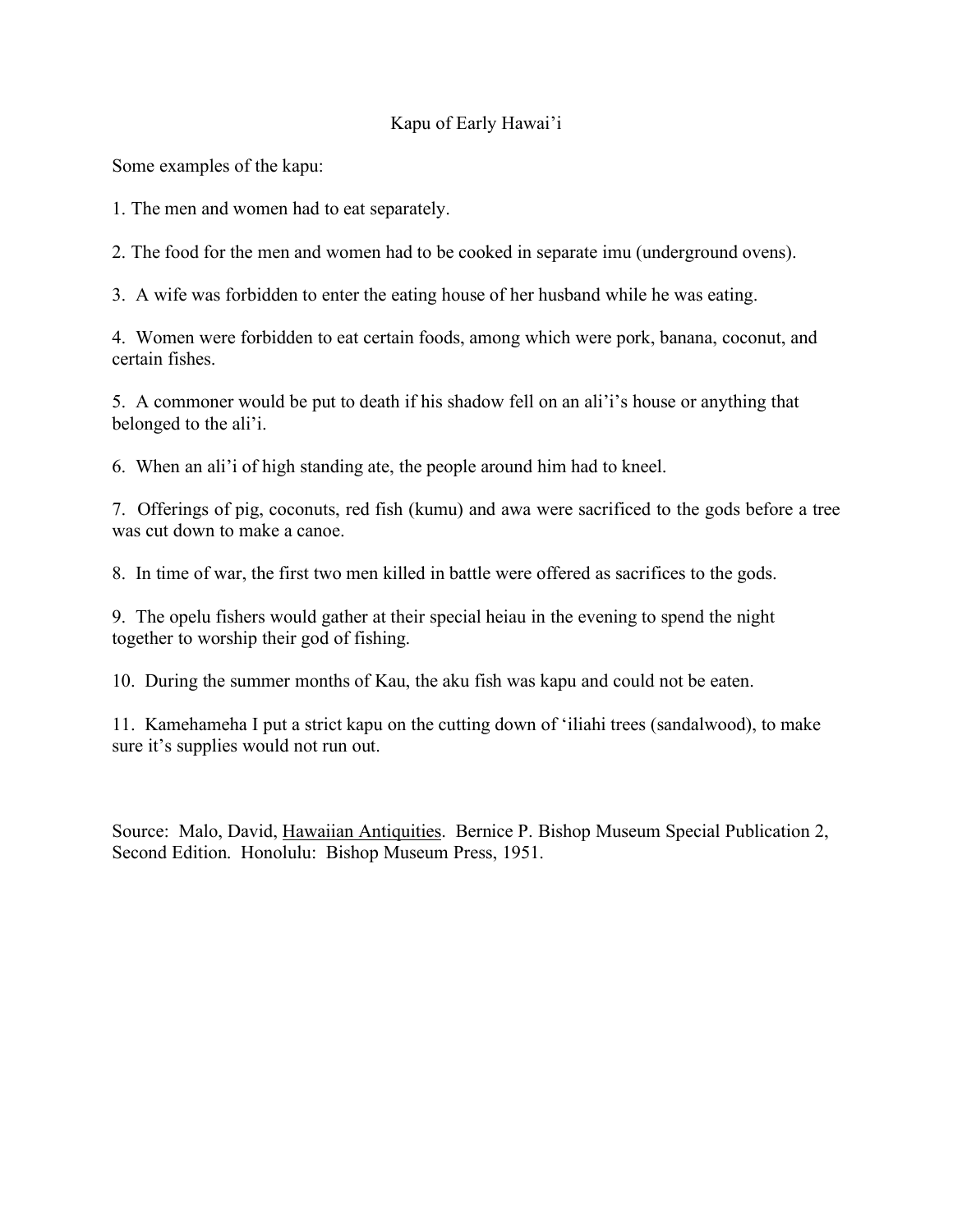# Kapu of Early Hawai'i

Some examples of the kapu:

1. The men and women had to eat separately.

2. The food for the men and women had to be cooked in separate imu (underground ovens).

3. A wife was forbidden to enter the eating house of her husband while he was eating.

4. Women were forbidden to eat certain foods, among which were pork, banana, coconut, and certain fishes.

5. A commoner would be put to death if his shadow fell on an ali'i's house or anything that belonged to the ali'i.

6. When an ali'i of high standing ate, the people around him had to kneel.

7. Offerings of pig, coconuts, red fish (kumu) and awa were sacrificed to the gods before a tree was cut down to make a canoe.

8. In time of war, the first two men killed in battle were offered as sacrifices to the gods.

9. The opelu fishers would gather at their special heiau in the evening to spend the night together to worship their god of fishing.

10. During the summer months of Kau, the aku fish was kapu and could not be eaten.

11. Kamehameha I put a strict kapu on the cutting down of 'iliahi trees (sandalwood), to make sure it's supplies would not run out.

Source: Malo, David, Hawaiian Antiquities. Bernice P. Bishop Museum Special Publication 2, Second Edition. Honolulu: Bishop Museum Press, 1951.